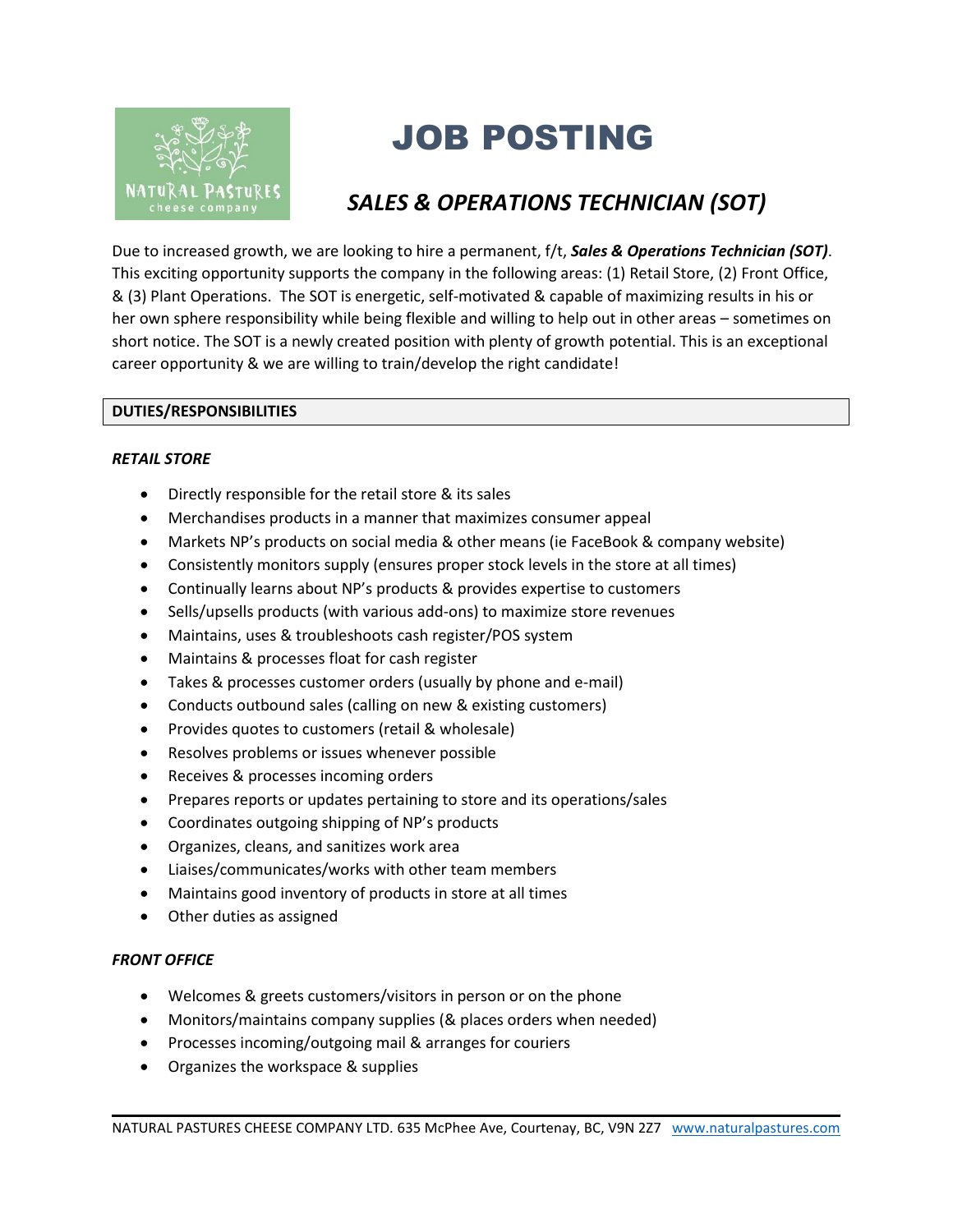# JOB POSTING

## *SALES & OPERATIONS TECHNICIAN (SOT)*

Due to increased growth, we are looking to hire a permanent, f/t, ***Sales & Operations Technician (SOT)***. This exciting opportunity supports the company in the following areas: (1) Retail Store, (2) Front Office, & (3) Plant Operations. The SOT is energetic, self-motivated & capable of maximizing results in his or her own sphere responsibility while being flexible and willing to help out in other areas – sometimes on short notice. The SOT is a newly created position with plenty of growth potential. This is an exceptional career opportunity & we are willing to train/develop the right candidate!

### DUTIES/RESPONSIBILITIES

#### *RETAIL STORE*

- Directly responsible for the retail store & its sales
- Merchandises products in a manner that maximizes consumer appeal
- Markets NP's products on social media & other means (ie FaceBook & company website)
- Consistently monitors supply (ensures proper stock levels in the store at all times)
- Continually learns about NP's products & provides expertise to customers
- Sells/upsells products (with various add-ons) to maximize store revenues
- Maintains, uses & troubleshoots cash register/POS system
- Maintains & processes float for cash register
- Takes & processes customer orders (usually by phone and e-mail)
- Conducts outbound sales (calling on new & existing customers)
- Provides quotes to customers (retail & wholesale)
- Resolves problems or issues whenever possible
- Receives & processes incoming orders
- Prepares reports or updates pertaining to store and its operations/sales
- Coordinates outgoing shipping of NP's products
- Organizes, cleans, and sanitizes work area
- Liaises/communicates/works with other team members
- Maintains good inventory of products in store at all times
- Other duties as assigned

#### *FRONT OFFICE*

- Welcomes & greets customers/visitors in person or on the phone
- Monitors/maintains company supplies (& places orders when needed)
- Processes incoming/outgoing mail & arranges for couriers
- Organizes the workspace & supplies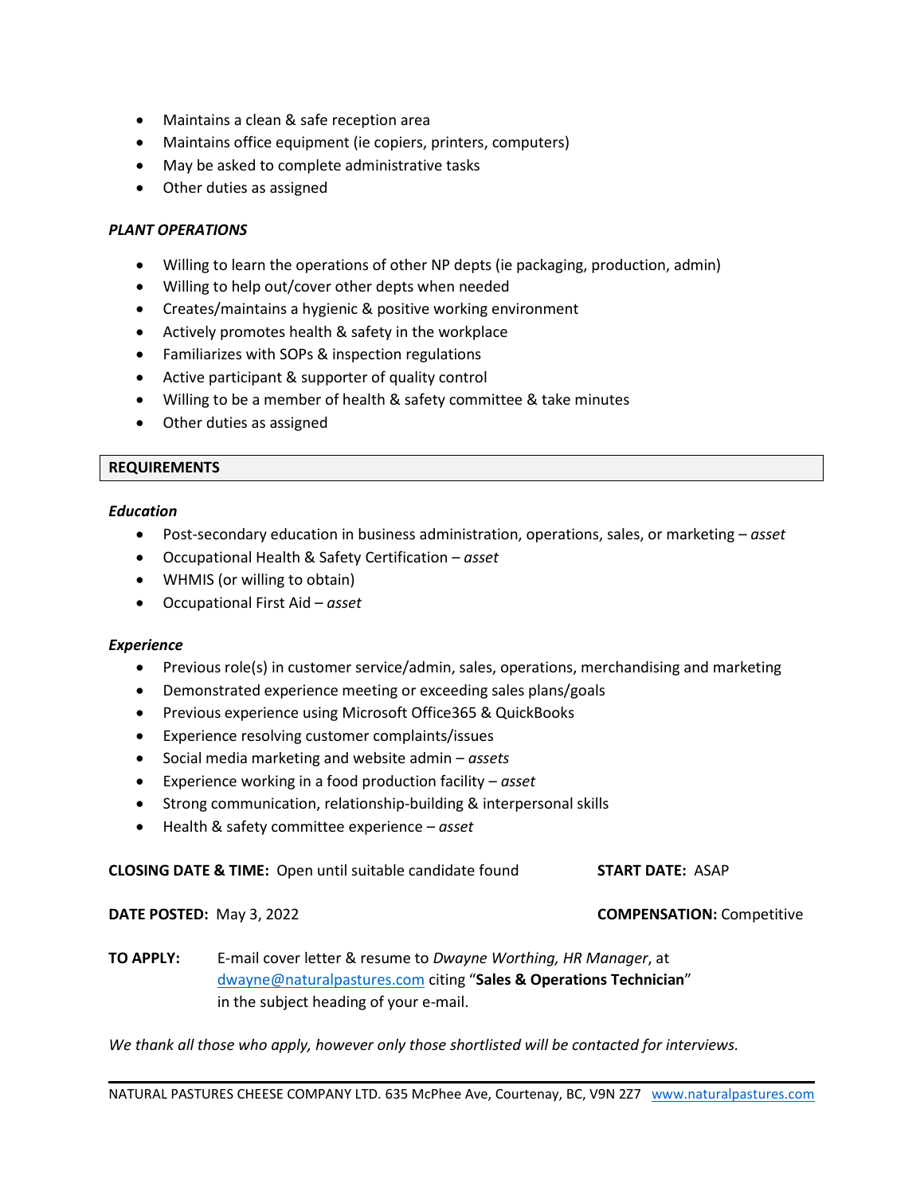- Maintains a clean & safe reception area
- Maintains office equipment (ie copiers, printers, computers)
- May be asked to complete administrative tasks
- Other duties as assigned

***PLANT OPERATIONS***

- Willing to learn the operations of other NP depts (ie packaging, production, admin)
- Willing to help out/cover other depts when needed
- Creates/maintains a hygienic & positive working environment
- Actively promotes health & safety in the workplace
- Familiarizes with SOPs & inspection regulations
- Active participant & supporter of quality control
- Willing to be a member of health & safety committee & take minutes
- Other duties as assigned

## REQUIREMENTS

***Education***

- Post-secondary education in business administration, operations, sales, or marketing – *asset*
- Occupational Health & Safety Certification – *asset*
- WHMIS (or willing to obtain)
- Occupational First Aid – *asset*

***Experience***

- Previous role(s) in customer service/admin, sales, operations, merchandising and marketing
- Demonstrated experience meeting or exceeding sales plans/goals
- Previous experience using Microsoft Office365 & QuickBooks
- Experience resolving customer complaints/issues
- Social media marketing and website admin – *assets*
- Experience working in a food production facility – *asset*
- Strong communication, relationship-building & interpersonal skills
- Health & safety committee experience – *asset*

**CLOSING DATE & TIME:** Open until suitable candidate found

**START DATE:** ASAP

**DATE POSTED:** May 3, 2022

**COMPENSATION:** Competitive

**TO APPLY:** E-mail cover letter & resume to *Dwayne Worthing, HR Manager*, at dwayne@naturalpastures.com citing "**Sales & Operations Technician**" in the subject heading of your e-mail.

*We thank all those who apply, however only those shortlisted will be contacted for interviews.*

NATURAL PASTURES CHEESE COMPANY LTD. 635 McPhee Ave, Courtenay, BC, V9N 2Z7 www.naturalpastures.com